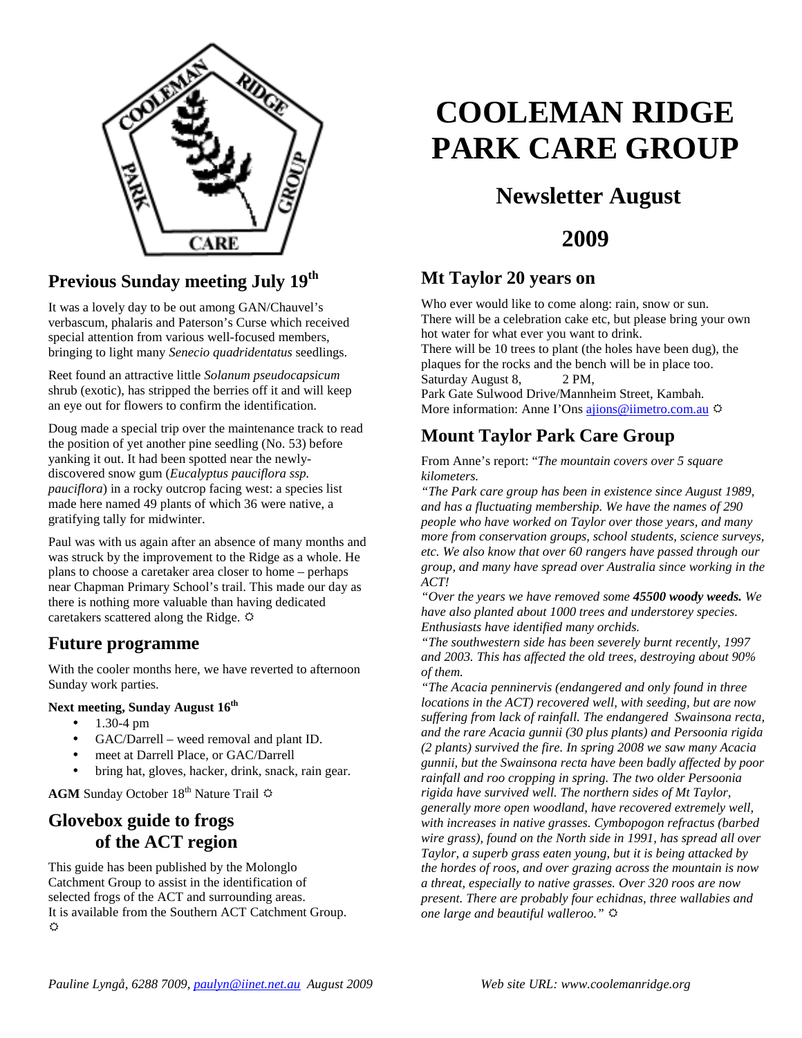# COOLEMAN RIDGE PARK CARE GROUP

## Newsletter August

## 2009

## Previous Sunday meeting July 19th

It was a lovely day to be out among GAN/Chauvel's verbascum, phalaris and Paterson's Curse which received special attention from various well-focused members, bringing to light many *Senecio quadridentatus* seedlings.

Reet found an attractive little *Solanum pseudocapsicum* shrub (exotic), has stripped the berries off it and will keep an eye out for flowers to confirm the identification.

Doug made a special trip over the maintenance track to read the position of yet another pine seedling (No. 53) before yanking it out. It had been spotted near the newly-discovered snow gum (*Eucalyptus pauciflora ssp. pauciflora*) in a rocky outcrop facing west: a species list made here named 49 plants of which 36 were native, a gratifying tally for midwinter.

Paul was with us again after an absence of many months and was struck by the improvement to the Ridge as a whole. He plans to choose a caretaker area closer to home – perhaps near Chapman Primary School's trail. This made our day as there is nothing more valuable than having dedicated caretakers scattered along the Ridge. ☼

## Future programme

With the cooler months here, we have reverted to afternoon Sunday work parties.

**Next meeting, Sunday August 16th**

- 1.30-4 pm
- GAC/Darrell – weed removal and plant ID.
- meet at Darrell Place, or GAC/Darrell
- bring hat, gloves, hacker, drink, snack, rain gear.

**AGM** Sunday October 18th Nature Trail ☼

## Glovebox guide to frogs of the ACT region

This guide has been published by the Molonglo Catchment Group to assist in the identification of selected frogs of the ACT and surrounding areas.
It is available from the Southern ACT Catchment Group. ☼

## Mt Taylor 20 years on

Who ever would like to come along: rain, snow or sun.
There will be a celebration cake etc, but please bring your own hot water for what ever you want to drink.
There will be 10 trees to plant (the holes have been dug), the plaques for the rocks and the bench will be in place too.
Saturday August 8, 2 PM,
Park Gate Sulwood Drive/Mannheim Street, Kambah.
More information: Anne I'Ons ajions@iimetro.com.au ☼

## Mount Taylor Park Care Group

From Anne's report: "*The mountain covers over 5 square kilometers.*

*"The Park care group has been in existence since August 1989, and has a fluctuating membership. We have the names of 290 people who have worked on Taylor over those years, and many more from conservation groups, school students, science surveys, etc. We also know that over 60 rangers have passed through our group, and many have spread over Australia since working in the ACT!*

*"Over the years we have removed some **45500 woody weeds.** We have also planted about 1000 trees and understorey species. Enthusiasts have identified many orchids.*

*"The southwestern side has been severely burnt recently, 1997 and 2003. This has affected the old trees, destroying about 90% of them.*

*"The Acacia penninervis (endangered and only found in three locations in the ACT) recovered well, with seeding, but are now suffering from lack of rainfall. The endangered Swainsona recta, and the rare Acacia gunnii (30 plus plants) and Persoonia rigida (2 plants) survived the fire. In spring 2008 we saw many Acacia gunnii, but the Swainsona recta have been badly affected by poor rainfall and roo cropping in spring. The two older Persoonia rigida have survived well. The northern sides of Mt Taylor, generally more open woodland, have recovered extremely well, with increases in native grasses. Cymbopogon refractus (barbed wire grass), found on the North side in 1991, has spread all over Taylor, a superb grass eaten young, but it is being attacked by the hordes of roos, and over grazing across the mountain is now a threat, especially to native grasses. Over 320 roos are now present. There are probably four echidnas, three wallabies and one large and beautiful walleroo."* ☼

*Pauline Lyngå, 6288 7009, paulyn@iinet.net.au August 2009* *Web site URL: www.coolemanridge.org*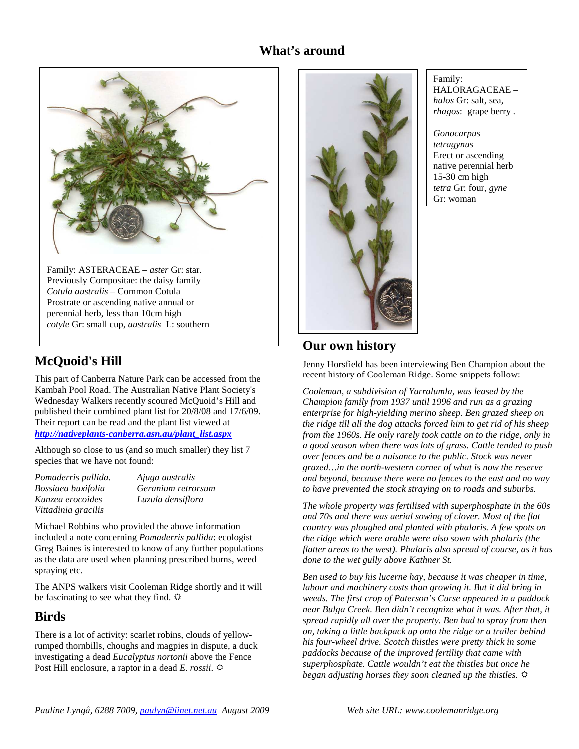# What's around

Family: ASTERACEAE – *aster* Gr: star.
Previously Compositae: the daisy family
*Cotula australis* – Common Cotula
Prostrate or ascending native annual or perennial herb, less than 10cm high
*cotyle* Gr: small cup, *australis* L: southern

Family: HALORAGACEAE – *halos* Gr: salt, sea, *rhagos*: grape berry .

*Gonocarpus tetragynus*
Erect or ascending native perennial herb 15-30 cm high
*tetra* Gr: four, *gyne* Gr: woman

## McQuoid's Hill

This part of Canberra Nature Park can be accessed from the Kambah Pool Road. The Australian Native Plant Society's Wednesday Walkers recently scoured McQuoid's Hill and published their combined plant list for 20/8/08 and 17/6/09. Their report can be read and the plant list viewed at ***http://nativeplants-canberra.asn.au/plant_list.aspx***

Although so close to us (and so much smaller) they list 7 species that we have not found:

| | |
|---|---|
| *Pomaderris pallida.* | *Ajuga australis* |
| *Bossiaea buxifolia* | *Geranium retrorsum* |
| *Kunzea erocoides* | *Luzula densiflora* |
| *Vittadinia gracilis* | |

Michael Robbins who provided the above information included a note concerning *Pomaderris pallida*: ecologist Greg Baines is interested to know of any further populations as the data are used when planning prescribed burns, weed spraying etc.

The ANPS walkers visit Cooleman Ridge shortly and it will be fascinating to see what they find. ☼

## Birds

There is a lot of activity: scarlet robins, clouds of yellow-rumped thornbills, choughs and magpies in dispute, a duck investigating a dead *Eucalyptus nortonii* above the Fence Post Hill enclosure, a raptor in a dead *E. rossii*. ☼

## Our own history

Jenny Horsfield has been interviewing Ben Champion about the recent history of Cooleman Ridge. Some snippets follow:

*Cooleman, a subdivision of Yarralumla, was leased by the Champion family from 1937 until 1996 and run as a grazing enterprise for high-yielding merino sheep. Ben grazed sheep on the ridge till all the dog attacks forced him to get rid of his sheep from the 1960s. He only rarely took cattle on to the ridge, only in a good season when there was lots of grass. Cattle tended to push over fences and be a nuisance to the public. Stock was never grazed…in the north-western corner of what is now the reserve and beyond, because there were no fences to the east and no way to have prevented the stock straying on to roads and suburbs.*

*The whole property was fertilised with superphosphate in the 60s and 70s and there was aerial sowing of clover. Most of the flat country was ploughed and planted with phalaris. A few spots on the ridge which were arable were also sown with phalaris (the flatter areas to the west). Phalaris also spread of course, as it has done to the wet gully above Kathner St.*

*Ben used to buy his lucerne hay, because it was cheaper in time, labour and machinery costs than growing it. But it did bring in weeds. The first crop of Paterson's Curse appeared in a paddock near Bulga Creek. Ben didn't recognize what it was. After that, it spread rapidly all over the property. Ben had to spray from then on, taking a little backpack up onto the ridge or a trailer behind his four-wheel drive. Scotch thistles were pretty thick in some paddocks because of the improved fertility that came with superphosphate. Cattle wouldn't eat the thistles but once he began adjusting horses they soon cleaned up the thistles.* ☼

*Pauline Lyngå, 6288 7009, paulyn@iinet.net.au August 2009*

*Web site URL: www.coolemanridge.org*